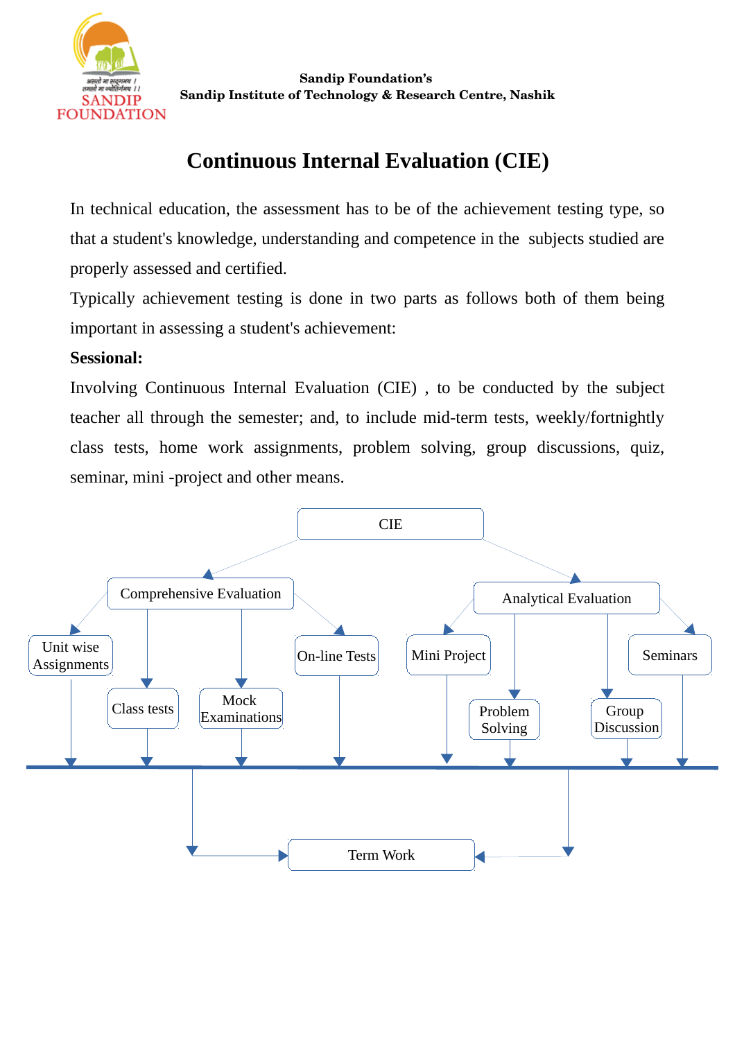Sandip Foundation's
Sandip Institute of Technology & Research Centre, Nashik

# Continuous Internal Evaluation (CIE)

In technical education, the assessment has to be of the achievement testing type, so that a student's knowledge, understanding and competence in the subjects studied are properly assessed and certified.

Typically achievement testing is done in two parts as follows both of them being important in assessing a student's achievement:

**Sessional:**

Involving Continuous Internal Evaluation (CIE) , to be conducted by the subject teacher all through the semester; and, to include mid-term tests, weekly/fortnightly class tests, home work assignments, problem solving, group discussions, quiz, seminar, mini -project and other means.

- CIE
  - Comprehensive Evaluation
    - Unit wise Assignments
    - Class tests
    - Mock Examinations
    - On-line Tests
  - Analytical Evaluation
    - Mini Project
    - Problem Solving
    - Group Discussion
    - Seminars
- → Term Work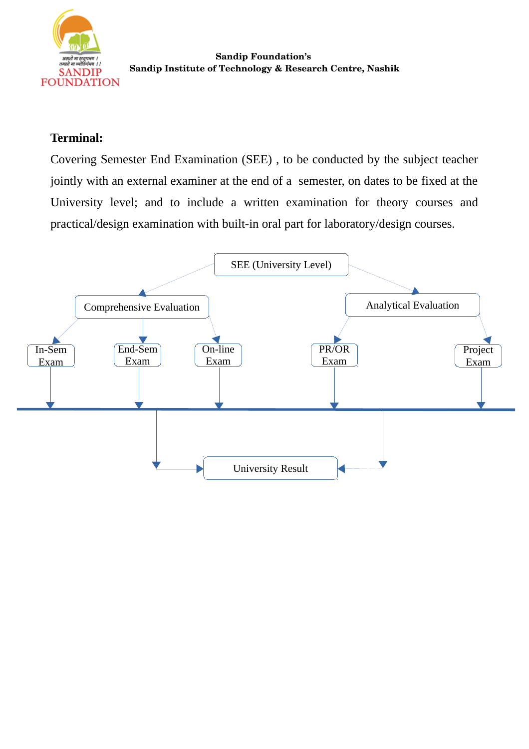**Terminal:**

Covering Semester End Examination (SEE) , to be conducted by the subject teacher jointly with an external examiner at the end of a semester, on dates to be fixed at the University level; and to include a written examination for theory courses and practical/design examination with built-in oral part for laboratory/design courses.

SEE (University Level)

Comprehensive Evaluation

Analytical Evaluation

In-Sem Exam

End-Sem Exam

On-line Exam

PR/OR Exam

Project Exam

University Result